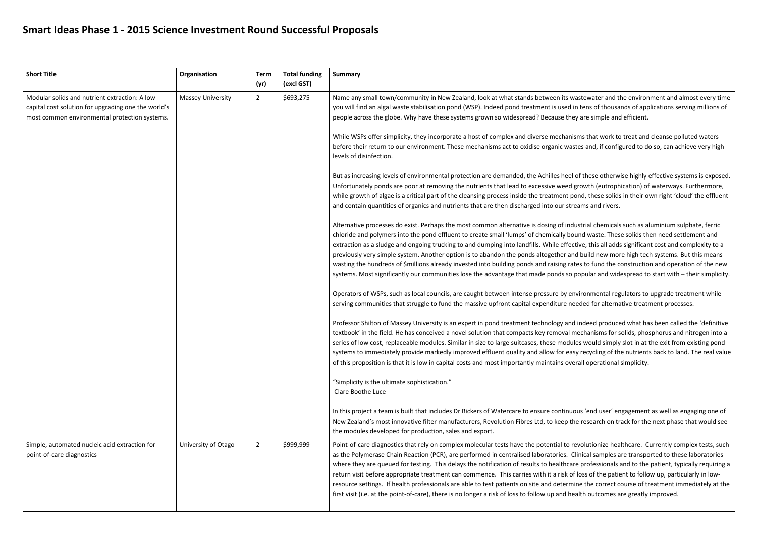# Smart Ideas Phase 1 - 2015 Science Investment Round Successful Proposals

| Short Title | Organisation | Term (yr) | Total funding (excl GST) | Summary |
|---|---|---|---|---|
| Modular solids and nutrient extraction: A low capital cost solution for upgrading one the world's most common environmental protection systems. | Massey University | 2 | \$693,275 | Name any small town/community in New Zealand, look at what stands between its wastewater and the environment and almost every time you will find an algal waste stabilisation pond (WSP). Indeed pond treatment is used in tens of thousands of applications serving millions of people across the globe. Why have these systems grown so widespread? Because they are simple and efficient.<br><br>While WSPs offer simplicity, they incorporate a host of complex and diverse mechanisms that work to treat and cleanse polluted waters before their return to our environment. These mechanisms act to oxidise organic wastes and, if configured to do so, can achieve very high levels of disinfection.<br><br>But as increasing levels of environmental protection are demanded, the Achilles heel of these otherwise highly effective systems is exposed. Unfortunately ponds are poor at removing the nutrients that lead to excessive weed growth (eutrophication) of waterways. Furthermore, while growth of algae is a critical part of the cleansing process inside the treatment pond, these solids in their own right 'cloud' the effluent and contain quantities of organics and nutrients that are then discharged into our streams and rivers.<br><br>Alternative processes do exist. Perhaps the most common alternative is dosing of industrial chemicals such as aluminium sulphate, ferric chloride and polymers into the pond effluent to create small 'lumps' of chemically bound waste. These solids then need settlement and extraction as a sludge and ongoing trucking to and dumping into landfills. While effective, this all adds significant cost and complexity to a previously very simple system. Another option is to abandon the ponds altogether and build new more high tech systems. But this means wasting the hundreds of \$millions already invested into building ponds and raising rates to fund the construction and operation of the new systems. Most significantly our communities lose the advantage that made ponds so popular and widespread to start with – their simplicity.<br><br>Operators of WSPs, such as local councils, are caught between intense pressure by environmental regulators to upgrade treatment while serving communities that struggle to fund the massive upfront capital expenditure needed for alternative treatment processes.<br><br>Professor Shilton of Massey University is an expert in pond treatment technology and indeed produced what has been called the 'definitive textbook' in the field. He has conceived a novel solution that compacts key removal mechanisms for solids, phosphorus and nitrogen into a series of low cost, replaceable modules. Similar in size to large suitcases, these modules would simply slot in at the exit from existing pond systems to immediately provide markedly improved effluent quality and allow for easy recycling of the nutrients back to land. The real value of this proposition is that it is low in capital costs and most importantly maintains overall operational simplicity.<br><br>"Simplicity is the ultimate sophistication."<br>Clare Boothe Luce<br><br>In this project a team is built that includes Dr Bickers of Watercare to ensure continuous 'end user' engagement as well as engaging one of New Zealand's most innovative filter manufacturers, Revolution Fibres Ltd, to keep the research on track for the next phase that would see the modules developed for production, sales and export. |
| Simple, automated nucleic acid extraction for point-of-care diagnostics | University of Otago | 2 | \$999,999 | Point-of-care diagnostics that rely on complex molecular tests have the potential to revolutionize healthcare. Currently complex tests, such as the Polymerase Chain Reaction (PCR), are performed in centralised laboratories. Clinical samples are transported to these laboratories where they are queued for testing. This delays the notification of results to healthcare professionals and to the patient, typically requiring a return visit before appropriate treatment can commence. This carries with it a risk of loss of the patient to follow up, particularly in low-resource settings. If health professionals are able to test patients on site and determine the correct course of treatment immediately at the first visit (i.e. at the point-of-care), there is no longer a risk of loss to follow up and health outcomes are greatly improved. |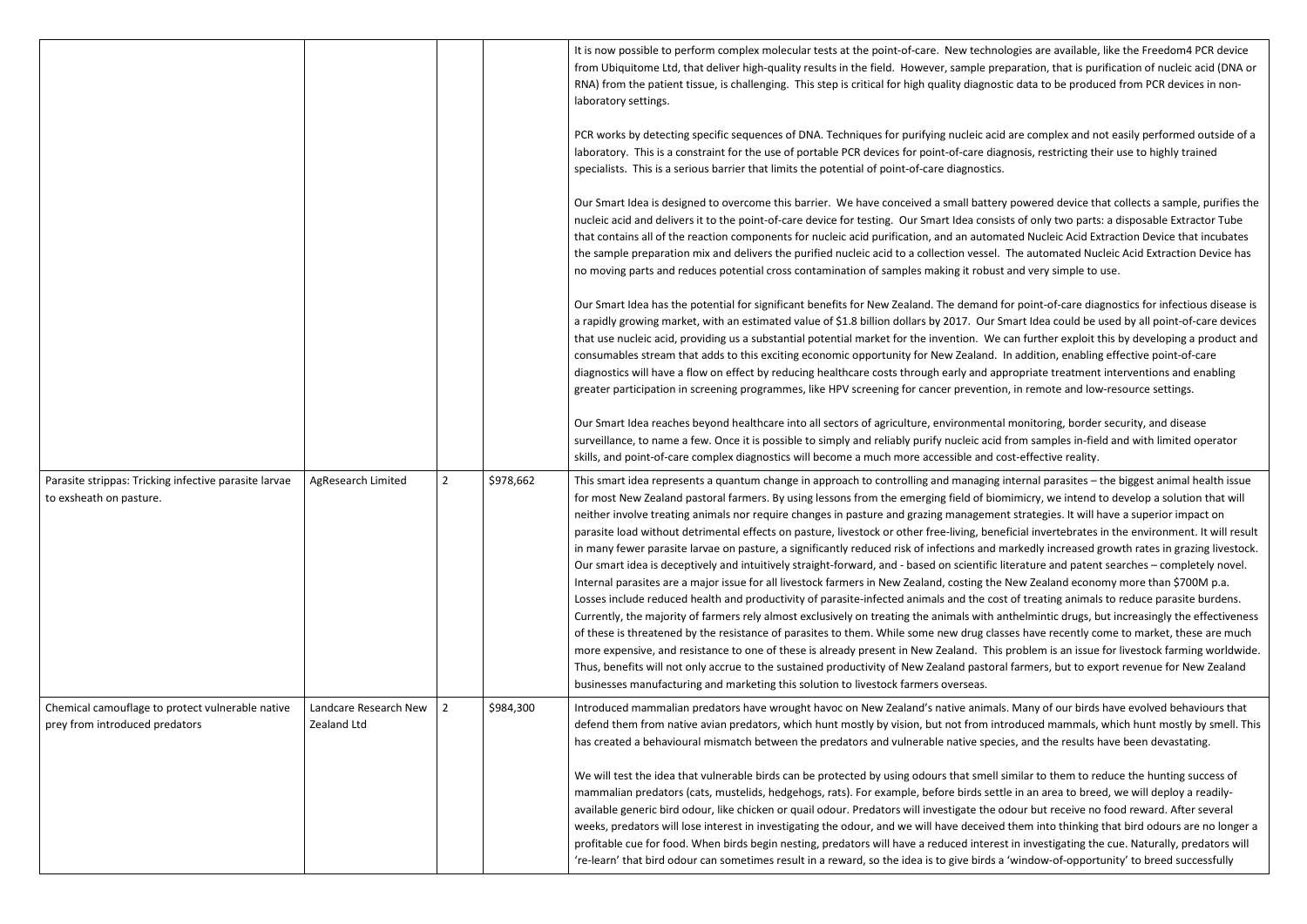| | | | | |
|---|---|---|---|---|
| | | | | It is now possible to perform complex molecular tests at the point-of-care. New technologies are available, like the Freedom4 PCR device from Ubiquitome Ltd, that deliver high-quality results in the field. However, sample preparation, that is purification of nucleic acid (DNA or RNA) from the patient tissue, is challenging. This step is critical for high quality diagnostic data to be produced from PCR devices in non-laboratory settings.<br><br>PCR works by detecting specific sequences of DNA. Techniques for purifying nucleic acid are complex and not easily performed outside of a laboratory. This is a constraint for the use of portable PCR devices for point-of-care diagnosis, restricting their use to highly trained specialists. This is a serious barrier that limits the potential of point-of-care diagnostics.<br><br>Our Smart Idea is designed to overcome this barrier. We have conceived a small battery powered device that collects a sample, purifies the nucleic acid and delivers it to the point-of-care device for testing. Our Smart Idea consists of only two parts: a disposable Extractor Tube that contains all of the reaction components for nucleic acid purification, and an automated Nucleic Acid Extraction Device that incubates the sample preparation mix and delivers the purified nucleic acid to a collection vessel. The automated Nucleic Acid Extraction Device has no moving parts and reduces potential cross contamination of samples making it robust and very simple to use.<br><br>Our Smart Idea has the potential for significant benefits for New Zealand. The demand for point-of-care diagnostics for infectious disease is a rapidly growing market, with an estimated value of $1.8 billion dollars by 2017. Our Smart Idea could be used by all point-of-care devices that use nucleic acid, providing us a substantial potential market for the invention. We can further exploit this by developing a product and consumables stream that adds to this exciting economic opportunity for New Zealand. In addition, enabling effective point-of-care diagnostics will have a flow on effect by reducing healthcare costs through early and appropriate treatment interventions and enabling greater participation in screening programmes, like HPV screening for cancer prevention, in remote and low-resource settings.<br><br>Our Smart Idea reaches beyond healthcare into all sectors of agriculture, environmental monitoring, border security, and disease surveillance, to name a few. Once it is possible to simply and reliably purify nucleic acid from samples in-field and with limited operator skills, and point-of-care complex diagnostics will become a much more accessible and cost-effective reality. |
| Parasite strippas: Tricking infective parasite larvae to exsheath on pasture. | AgResearch Limited | 2 | $978,662 | This smart idea represents a quantum change in approach to controlling and managing internal parasites – the biggest animal health issue for most New Zealand pastoral farmers. By using lessons from the emerging field of biomimicry, we intend to develop a solution that will neither involve treating animals nor require changes in pasture and grazing management strategies. It will have a superior impact on parasite load without detrimental effects on pasture, livestock or other free-living, beneficial invertebrates in the environment. It will result in many fewer parasite larvae on pasture, a significantly reduced risk of infections and markedly increased growth rates in grazing livestock. Our smart idea is deceptively and intuitively straight-forward, and - based on scientific literature and patent searches – completely novel. Internal parasites are a major issue for all livestock farmers in New Zealand, costing the New Zealand economy more than $700M p.a. Losses include reduced health and productivity of parasite-infected animals and the cost of treating animals to reduce parasite burdens. Currently, the majority of farmers rely almost exclusively on treating the animals with anthelmintic drugs, but increasingly the effectiveness of these is threatened by the resistance of parasites to them. While some new drug classes have recently come to market, these are much more expensive, and resistance to one of these is already present in New Zealand. This problem is an issue for livestock farming worldwide. Thus, benefits will not only accrue to the sustained productivity of New Zealand pastoral farmers, but to export revenue for New Zealand businesses manufacturing and marketing this solution to livestock farmers overseas. |
| Chemical camouflage to protect vulnerable native prey from introduced predators | Landcare Research New Zealand Ltd | 2 | $984,300 | Introduced mammalian predators have wrought havoc on New Zealand's native animals. Many of our birds have evolved behaviours that defend them from native avian predators, which hunt mostly by vision, but not from introduced mammals, which hunt mostly by smell. This has created a behavioural mismatch between the predators and vulnerable native species, and the results have been devastating.<br><br>We will test the idea that vulnerable birds can be protected by using odours that smell similar to them to reduce the hunting success of mammalian predators (cats, mustelids, hedgehogs, rats). For example, before birds settle in an area to breed, we will deploy a readily-available generic bird odour, like chicken or quail odour. Predators will investigate the odour but receive no food reward. After several weeks, predators will lose interest in investigating the odour, and we will have deceived them into thinking that bird odours are no longer a profitable cue for food. When birds begin nesting, predators will have a reduced interest in investigating the cue. Naturally, predators will 're-learn' that bird odour can sometimes result in a reward, so the idea is to give birds a 'window-of-opportunity' to breed successfully |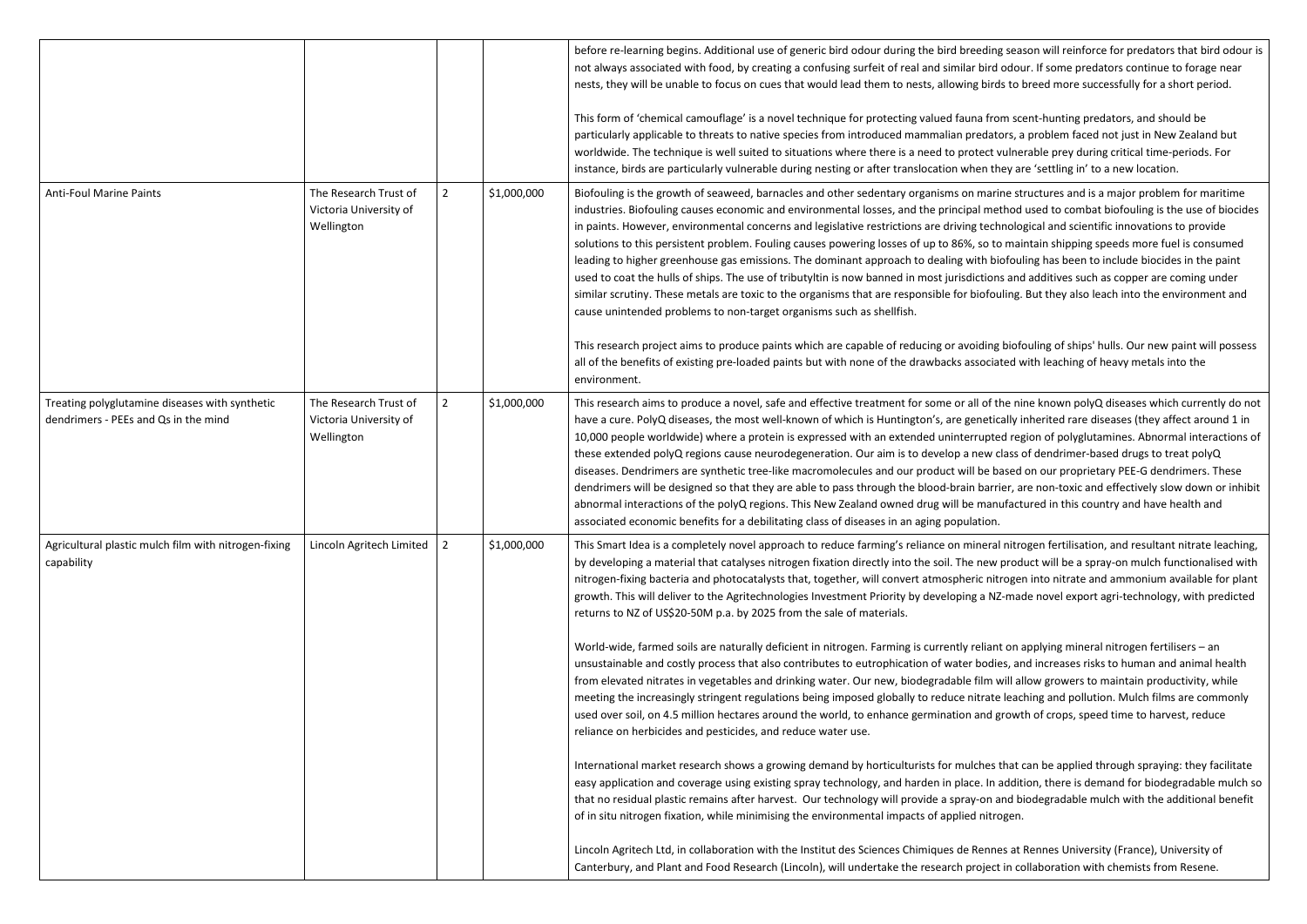| | | | | |
|---|---|---|---|---|
| | | | | before re-learning begins. Additional use of generic bird odour during the bird breeding season will reinforce for predators that bird odour is not always associated with food, by creating a confusing surfeit of real and similar bird odour. If some predators continue to forage near nests, they will be unable to focus on cues that would lead them to nests, allowing birds to breed more successfully for a short period.<br><br>This form of 'chemical camouflage' is a novel technique for protecting valued fauna from scent-hunting predators, and should be particularly applicable to threats to native species from introduced mammalian predators, a problem faced not just in New Zealand but worldwide. The technique is well suited to situations where there is a need to protect vulnerable prey during critical time-periods. For instance, birds are particularly vulnerable during nesting or after translocation when they are 'settling in' to a new location. |
| Anti-Foul Marine Paints | The Research Trust of Victoria University of Wellington | 2 | $1,000,000 | Biofouling is the growth of seaweed, barnacles and other sedentary organisms on marine structures and is a major problem for maritime industries. Biofouling causes economic and environmental losses, and the principal method used to combat biofouling is the use of biocides in paints. However, environmental concerns and legislative restrictions are driving technological and scientific innovations to provide solutions to this persistent problem. Fouling causes powering losses of up to 86%, so to maintain shipping speeds more fuel is consumed leading to higher greenhouse gas emissions. The dominant approach to dealing with biofouling has been to include biocides in the paint used to coat the hulls of ships. The use of tributyltin is now banned in most jurisdictions and additives such as copper are coming under similar scrutiny. These metals are toxic to the organisms that are responsible for biofouling. But they also leach into the environment and cause unintended problems to non-target organisms such as shellfish.<br><br>This research project aims to produce paints which are capable of reducing or avoiding biofouling of ships' hulls. Our new paint will possess all of the benefits of existing pre-loaded paints but with none of the drawbacks associated with leaching of heavy metals into the environment. |
| Treating polyglutamine diseases with synthetic dendrimers - PEEs and Qs in the mind | The Research Trust of Victoria University of Wellington | 2 | $1,000,000 | This research aims to produce a novel, safe and effective treatment for some or all of the nine known polyQ diseases which currently do not have a cure. PolyQ diseases, the most well-known of which is Huntington's, are genetically inherited rare diseases (they affect around 1 in 10,000 people worldwide) where a protein is expressed with an extended uninterrupted region of polyglutamines. Abnormal interactions of these extended polyQ regions cause neurodegeneration. Our aim is to develop a new class of dendrimer-based drugs to treat polyQ diseases. Dendrimers are synthetic tree-like macromolecules and our product will be based on our proprietary PEE-G dendrimers. These dendrimers will be designed so that they are able to pass through the blood-brain barrier, are non-toxic and effectively slow down or inhibit abnormal interactions of the polyQ regions. This New Zealand owned drug will be manufactured in this country and have health and associated economic benefits for a debilitating class of diseases in an aging population. |
| Agricultural plastic mulch film with nitrogen-fixing capability | Lincoln Agritech Limited | 2 | $1,000,000 | This Smart Idea is a completely novel approach to reduce farming's reliance on mineral nitrogen fertilisation, and resultant nitrate leaching, by developing a material that catalyses nitrogen fixation directly into the soil. The new product will be a spray-on mulch functionalised with nitrogen-fixing bacteria and photocatalysts that, together, will convert atmospheric nitrogen into nitrate and ammonium available for plant growth. This will deliver to the Agritechnologies Investment Priority by developing a NZ-made novel export agri-technology, with predicted returns to NZ of US$20-50M p.a. by 2025 from the sale of materials.<br><br>World-wide, farmed soils are naturally deficient in nitrogen. Farming is currently reliant on applying mineral nitrogen fertilisers – an unsustainable and costly process that also contributes to eutrophication of water bodies, and increases risks to human and animal health from elevated nitrates in vegetables and drinking water. Our new, biodegradable film will allow growers to maintain productivity, while meeting the increasingly stringent regulations being imposed globally to reduce nitrate leaching and pollution. Mulch films are commonly used over soil, on 4.5 million hectares around the world, to enhance germination and growth of crops, speed time to harvest, reduce reliance on herbicides and pesticides, and reduce water use.<br><br>International market research shows a growing demand by horticulturists for mulches that can be applied through spraying: they facilitate easy application and coverage using existing spray technology, and harden in place. In addition, there is demand for biodegradable mulch so that no residual plastic remains after harvest. Our technology will provide a spray-on and biodegradable mulch with the additional benefit of in situ nitrogen fixation, while minimising the environmental impacts of applied nitrogen.<br><br>Lincoln Agritech Ltd, in collaboration with the Institut des Sciences Chimiques de Rennes at Rennes University (France), University of Canterbury, and Plant and Food Research (Lincoln), will undertake the research project in collaboration with chemists from Resene. |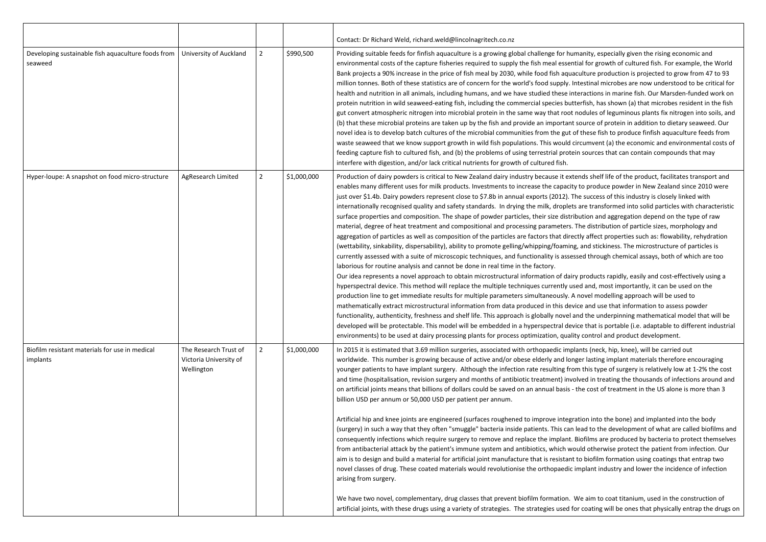| | | | | |
|---|---|---|---|---|
| | | | | Contact: Dr Richard Weld, richard.weld@lincolnagritech.co.nz |
| Developing sustainable fish aquaculture foods from seaweed | University of Auckland | 2 | $990,500 | Providing suitable feeds for finfish aquaculture is a growing global challenge for humanity, especially given the rising economic and environmental costs of the capture fisheries required to supply the fish meal essential for growth of cultured fish. For example, the World Bank projects a 90% increase in the price of fish meal by 2030, while food fish aquaculture production is projected to grow from 47 to 93 million tonnes. Both of these statistics are of concern for the world's food supply. Intestinal microbes are now understood to be critical for health and nutrition in all animals, including humans, and we have studied these interactions in marine fish. Our Marsden-funded work on protein nutrition in wild seaweed-eating fish, including the commercial species butterfish, has shown (a) that microbes resident in the fish gut convert atmospheric nitrogen into microbial protein in the same way that root nodules of leguminous plants fix nitrogen into soils, and (b) that these microbial proteins are taken up by the fish and provide an important source of protein in addition to dietary seaweed. Our novel idea is to develop batch cultures of the microbial communities from the gut of these fish to produce finfish aquaculture feeds from waste seaweed that we know support growth in wild fish populations. This would circumvent (a) the economic and environmental costs of feeding capture fish to cultured fish, and (b) the problems of using terrestrial protein sources that can contain compounds that may interfere with digestion, and/or lack critical nutrients for growth of cultured fish. |
| Hyper-loupe: A snapshot on food micro-structure | AgResearch Limited | 2 | $1,000,000 | Production of dairy powders is critical to New Zealand dairy industry because it extends shelf life of the product, facilitates transport and enables many different uses for milk products. Investments to increase the capacity to produce powder in New Zealand since 2010 were just over $1.4b. Dairy powders represent close to $7.8b in annual exports (2012). The success of this industry is closely linked with internationally recognised quality and safety standards. In drying the milk, droplets are transformed into solid particles with characteristic surface properties and composition. The shape of powder particles, their size distribution and aggregation depend on the type of raw material, degree of heat treatment and compositional and processing parameters. The distribution of particle sizes, morphology and aggregation of particles as well as composition of the particles are factors that directly affect properties such as: flowability, rehydration (wettability, sinkability, dispersability), ability to promote gelling/whipping/foaming, and stickiness. The microstructure of particles is currently assessed with a suite of microscopic techniques, and functionality is assessed through chemical assays, both of which are too laborious for routine analysis and cannot be done in real time in the factory.<br>Our idea represents a novel approach to obtain microstructural information of dairy products rapidly, easily and cost-effectively using a hyperspectral device. This method will replace the multiple techniques currently used and, most importantly, it can be used on the production line to get immediate results for multiple parameters simultaneously. A novel modelling approach will be used to mathematically extract microstructural information from data produced in this device and use that information to assess powder functionality, authenticity, freshness and shelf life. This approach is globally novel and the underpinning mathematical model that will be developed will be protectable. This model will be embedded in a hyperspectral device that is portable (i.e. adaptable to different industrial environments) to be used at dairy processing plants for process optimization, quality control and product development. |
| Biofilm resistant materials for use in medical implants | The Research Trust of Victoria University of Wellington | 2 | $1,000,000 | In 2015 it is estimated that 3.69 million surgeries, associated with orthopaedic implants (neck, hip, knee), will be carried out worldwide. This number is growing because of active and/or obese elderly and longer lasting implant materials therefore encouraging younger patients to have implant surgery. Although the infection rate resulting from this type of surgery is relatively low at 1-2% the cost and time (hospitalisation, revision surgery and months of antibiotic treatment) involved in treating the thousands of infections around and on artificial joints means that billions of dollars could be saved on an annual basis - the cost of treatment in the US alone is more than 3 billion USD per annum or 50,000 USD per patient per annum.<br><br>Artificial hip and knee joints are engineered (surfaces roughened to improve integration into the bone) and implanted into the body (surgery) in such a way that they often "smuggle" bacteria inside patients. This can lead to the development of what are called biofilms and consequently infections which require surgery to remove and replace the implant. Biofilms are produced by bacteria to protect themselves from antibacterial attack by the patient's immune system and antibiotics, which would otherwise protect the patient from infection. Our aim is to design and build a material for artificial joint manufacture that is resistant to biofilm formation using coatings that entrap two novel classes of drug. These coated materials would revolutionise the orthopaedic implant industry and lower the incidence of infection arising from surgery.<br><br>We have two novel, complementary, drug classes that prevent biofilm formation. We aim to coat titanium, used in the construction of artificial joints, with these drugs using a variety of strategies. The strategies used for coating will be ones that physically entrap the drugs on |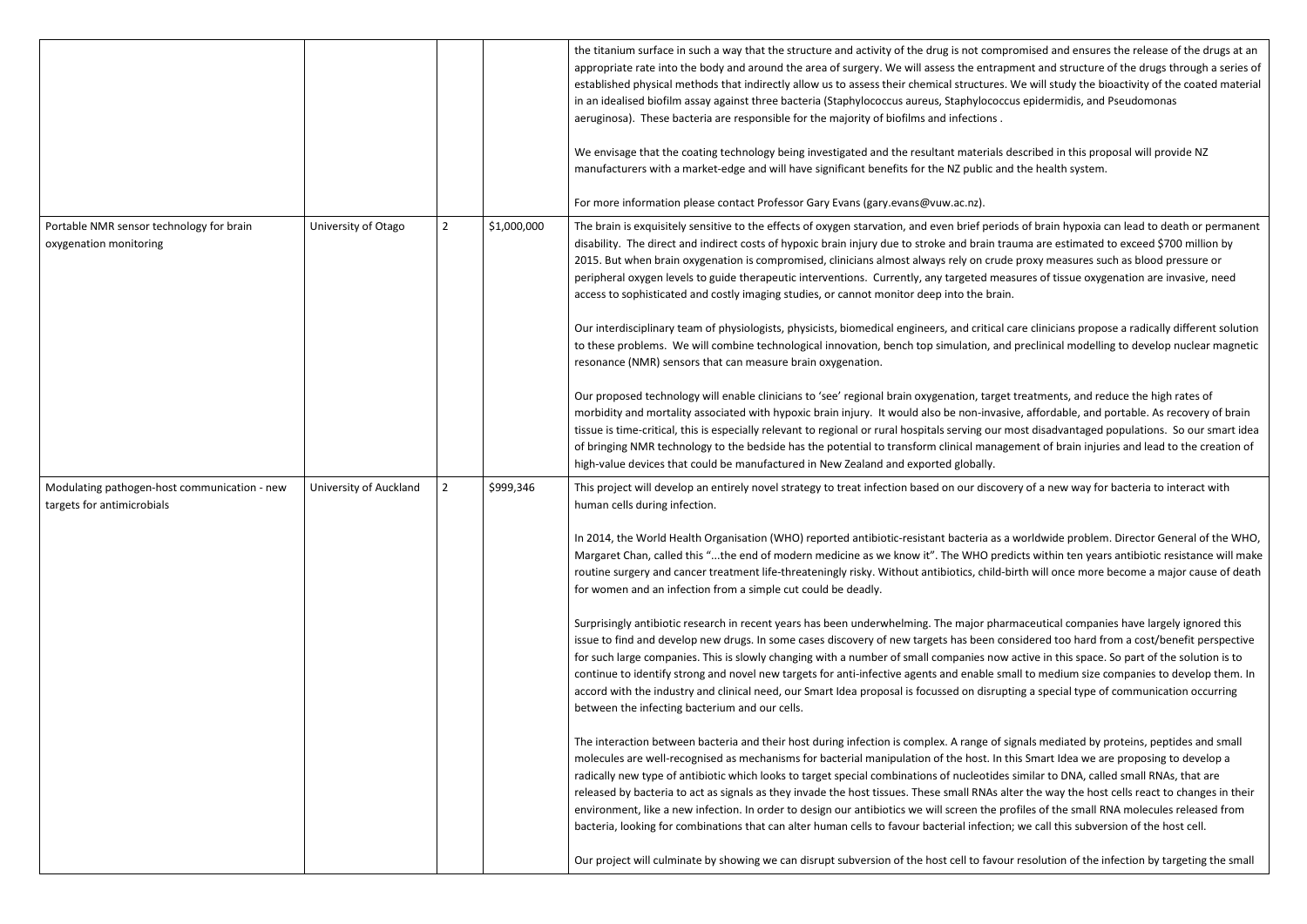|  |  |  |  | the titanium surface in such a way that the structure and activity of the drug is not compromised and ensures the release of the drugs at an appropriate rate into the body and around the area of surgery. We will assess the entrapment and structure of the drugs through a series of established physical methods that indirectly allow us to assess their chemical structures. We will study the bioactivity of the coated material in an idealised biofilm assay against three bacteria (Staphylococcus aureus, Staphylococcus epidermidis, and Pseudomonas aeruginosa). These bacteria are responsible for the majority of biofilms and infections .<br><br>We envisage that the coating technology being investigated and the resultant materials described in this proposal will provide NZ manufacturers with a market-edge and will have significant benefits for the NZ public and the health system.<br><br>For more information please contact Professor Gary Evans (gary.evans@vuw.ac.nz). |
|---|---|---|---|---|
| Portable NMR sensor technology for brain oxygenation monitoring | University of Otago | 2 | $1,000,000 | The brain is exquisitely sensitive to the effects of oxygen starvation, and even brief periods of brain hypoxia can lead to death or permanent disability. The direct and indirect costs of hypoxic brain injury due to stroke and brain trauma are estimated to exceed $700 million by 2015. But when brain oxygenation is compromised, clinicians almost always rely on crude proxy measures such as blood pressure or peripheral oxygen levels to guide therapeutic interventions. Currently, any targeted measures of tissue oxygenation are invasive, need access to sophisticated and costly imaging studies, or cannot monitor deep into the brain.<br><br>Our interdisciplinary team of physiologists, physicists, biomedical engineers, and critical care clinicians propose a radically different solution to these problems. We will combine technological innovation, bench top simulation, and preclinical modelling to develop nuclear magnetic resonance (NMR) sensors that can measure brain oxygenation.<br><br>Our proposed technology will enable clinicians to 'see' regional brain oxygenation, target treatments, and reduce the high rates of morbidity and mortality associated with hypoxic brain injury. It would also be non-invasive, affordable, and portable. As recovery of brain tissue is time-critical, this is especially relevant to regional or rural hospitals serving our most disadvantaged populations. So our smart idea of bringing NMR technology to the bedside has the potential to transform clinical management of brain injuries and lead to the creation of high-value devices that could be manufactured in New Zealand and exported globally. |
| Modulating pathogen-host communication - new targets for antimicrobials | University of Auckland | 2 | $999,346 | This project will develop an entirely novel strategy to treat infection based on our discovery of a new way for bacteria to interact with human cells during infection.<br><br>In 2014, the World Health Organisation (WHO) reported antibiotic-resistant bacteria as a worldwide problem. Director General of the WHO, Margaret Chan, called this "...the end of modern medicine as we know it". The WHO predicts within ten years antibiotic resistance will make routine surgery and cancer treatment life-threateningly risky. Without antibiotics, child-birth will once more become a major cause of death for women and an infection from a simple cut could be deadly.<br><br>Surprisingly antibiotic research in recent years has been underwhelming. The major pharmaceutical companies have largely ignored this issue to find and develop new drugs. In some cases discovery of new targets has been considered too hard from a cost/benefit perspective for such large companies. This is slowly changing with a number of small companies now active in this space. So part of the solution is to continue to identify strong and novel new targets for anti-infective agents and enable small to medium size companies to develop them. In accord with the industry and clinical need, our Smart Idea proposal is focussed on disrupting a special type of communication occurring between the infecting bacterium and our cells.<br><br>The interaction between bacteria and their host during infection is complex. A range of signals mediated by proteins, peptides and small molecules are well-recognised as mechanisms for bacterial manipulation of the host. In this Smart Idea we are proposing to develop a radically new type of antibiotic which looks to target special combinations of nucleotides similar to DNA, called small RNAs, that are released by bacteria to act as signals as they invade the host tissues. These small RNAs alter the way the host cells react to changes in their environment, like a new infection. In order to design our antibiotics we will screen the profiles of the small RNA molecules released from bacteria, looking for combinations that can alter human cells to favour bacterial infection; we call this subversion of the host cell.<br><br>Our project will culminate by showing we can disrupt subversion of the host cell to favour resolution of the infection by targeting the small |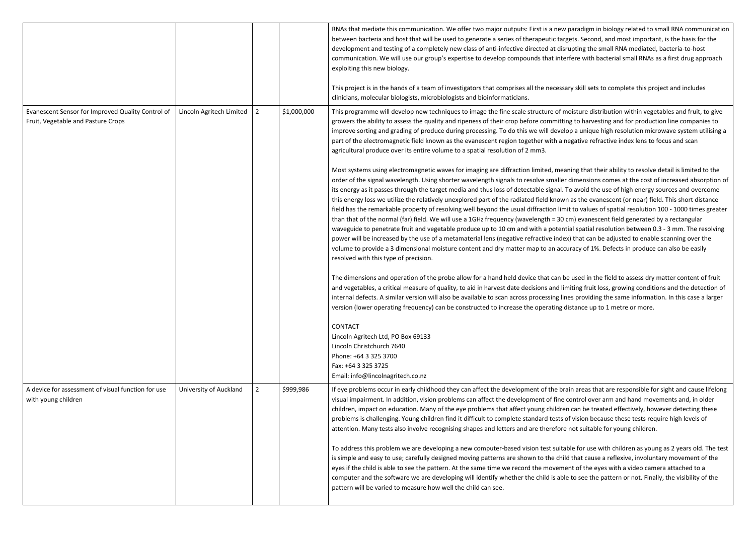| | | | | |
|---|---|---|---|---|
| | | | | RNAs that mediate this communication. We offer two major outputs: First is a new paradigm in biology related to small RNA communication between bacteria and host that will be used to generate a series of therapeutic targets. Second, and most important, is the basis for the development and testing of a completely new class of anti-infective directed at disrupting the small RNA mediated, bacteria-to-host communication. We will use our group's expertise to develop compounds that interfere with bacterial small RNAs as a first drug approach exploiting this new biology.<br><br>This project is in the hands of a team of investigators that comprises all the necessary skill sets to complete this project and includes clinicians, molecular biologists, microbiologists and bioinformaticians. |
| Evanescent Sensor for Improved Quality Control of Fruit, Vegetable and Pasture Crops | Lincoln Agritech Limited | 2 | \$1,000,000 | This programme will develop new techniques to image the fine scale structure of moisture distribution within vegetables and fruit, to give growers the ability to assess the quality and ripeness of their crop before committing to harvesting and for production line companies to improve sorting and grading of produce during processing. To do this we will develop a unique high resolution microwave system utilising a part of the electromagnetic field known as the evanescent region together with a negative refractive index lens to focus and scan agricultural produce over its entire volume to a spatial resolution of 2 mm3.<br><br>Most systems using electromagnetic waves for imaging are diffraction limited, meaning that their ability to resolve detail is limited to the order of the signal wavelength. Using shorter wavelength signals to resolve smaller dimensions comes at the cost of increased absorption of its energy as it passes through the target media and thus loss of detectable signal. To avoid the use of high energy sources and overcome this energy loss we utilize the relatively unexplored part of the radiated field known as the evanescent (or near) field. This short distance field has the remarkable property of resolving well beyond the usual diffraction limit to values of spatial resolution 100 - 1000 times greater than that of the normal (far) field. We will use a 1GHz frequency (wavelength = 30 cm) evanescent field generated by a rectangular waveguide to penetrate fruit and vegetable produce up to 10 cm and with a potential spatial resolution between 0.3 - 3 mm. The resolving power will be increased by the use of a metamaterial lens (negative refractive index) that can be adjusted to enable scanning over the volume to provide a 3 dimensional moisture content and dry matter map to an accuracy of 1%. Defects in produce can also be easily resolved with this type of precision.<br><br>The dimensions and operation of the probe allow for a hand held device that can be used in the field to assess dry matter content of fruit and vegetables, a critical measure of quality, to aid in harvest date decisions and limiting fruit loss, growing conditions and the detection of internal defects. A similar version will also be available to scan across processing lines providing the same information. In this case a larger version (lower operating frequency) can be constructed to increase the operating distance up to 1 metre or more.<br><br>CONTACT<br>Lincoln Agritech Ltd, PO Box 69133<br>Lincoln Christchurch 7640<br>Phone: +64 3 325 3700<br>Fax: +64 3 325 3725<br>Email: info@lincolnagritech.co.nz |
| A device for assessment of visual function for use with young children | University of Auckland | 2 | \$999,986 | If eye problems occur in early childhood they can affect the development of the brain areas that are responsible for sight and cause lifelong visual impairment. In addition, vision problems can affect the development of fine control over arm and hand movements and, in older children, impact on education. Many of the eye problems that affect young children can be treated effectively, however detecting these problems is challenging. Young children find it difficult to complete standard tests of vision because these tests require high levels of attention. Many tests also involve recognising shapes and letters and are therefore not suitable for young children.<br><br>To address this problem we are developing a new computer-based vision test suitable for use with children as young as 2 years old. The test is simple and easy to use; carefully designed moving patterns are shown to the child that cause a reflexive, involuntary movement of the eyes if the child is able to see the pattern. At the same time we record the movement of the eyes with a video camera attached to a computer and the software we are developing will identify whether the child is able to see the pattern or not. Finally, the visibility of the pattern will be varied to measure how well the child can see. |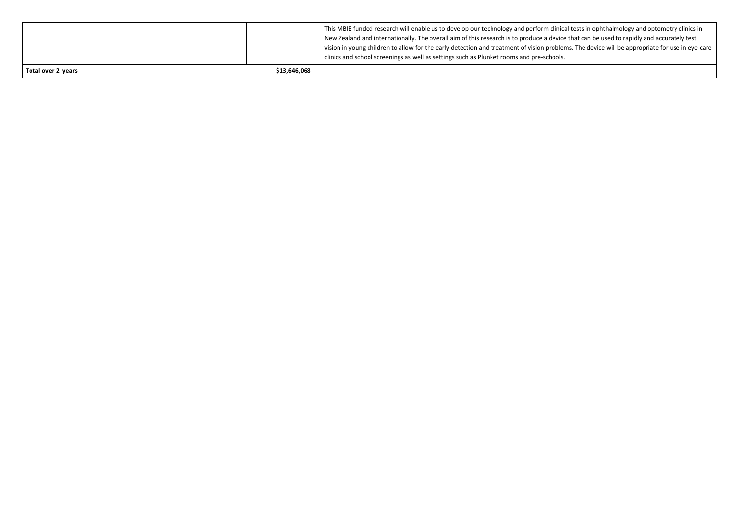| | | | | |
|---|---|---|---|---|
| | | | | This MBIE funded research will enable us to develop our technology and perform clinical tests in ophthalmology and optometry clinics in New Zealand and internationally. The overall aim of this research is to produce a device that can be used to rapidly and accurately test vision in young children to allow for the early detection and treatment of vision problems. The device will be appropriate for use in eye-care clinics and school screenings as well as settings such as Plunket rooms and pre-schools. |
| **Total over 2 years** | | | **$13,646,068** | |